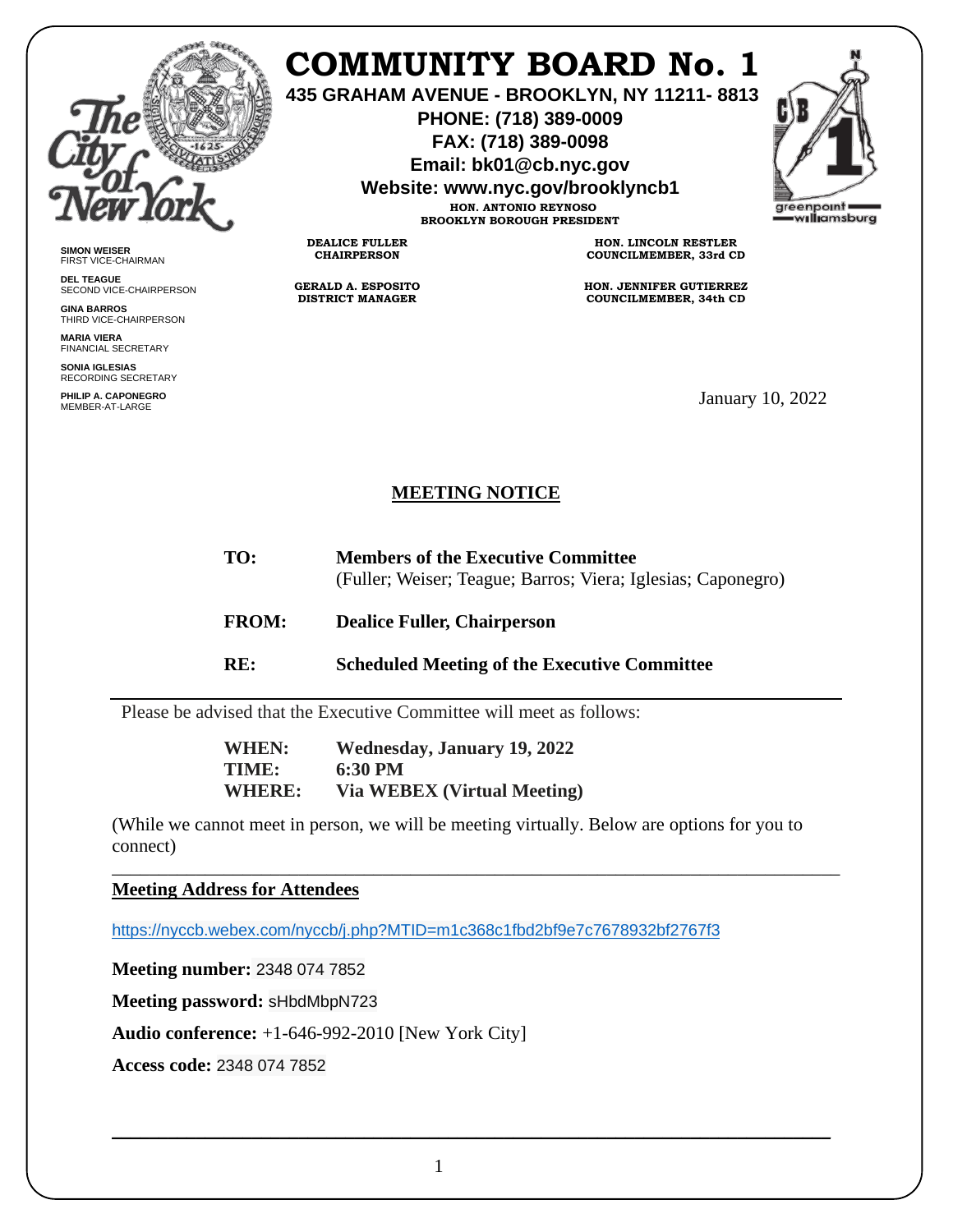# COMMUNITY BOARD No. 1

**435 GRAHAM AVENUE - BROOKLYN, NY 11211- 8813**
**PHONE: (718) 389-0009**
**FAX: (718) 389-0098**
**Email: bk01@cb.nyc.gov**
**Website: www.nyc.gov/brooklyncb1**

**HON. ANTONIO REYNOSO**
**BROOKLYN BOROUGH PRESIDENT**

**DEALICE FULLER**
**CHAIRPERSON**

**GERALD A. ESPOSITO**
**DISTRICT MANAGER**

**HON. LINCOLN RESTLER**
**COUNCILMEMBER, 33rd CD**

**HON. JENNIFER GUTIERREZ**
**COUNCILMEMBER, 34th CD**

**SIMON WEISER**
FIRST VICE-CHAIRMAN

**DEL TEAGUE**
SECOND VICE-CHAIRPERSON

**GINA BARROS**
THIRD VICE-CHAIRPERSON

**MARIA VIERA**
FINANCIAL SECRETARY

**SONIA IGLESIAS**
RECORDING SECRETARY

**PHILIP A. CAPONEGRO**
MEMBER-AT-LARGE

January 10, 2022

## MEETING NOTICE

**TO:** **Members of the Executive Committee**
(Fuller; Weiser; Teague; Barros; Viera; Iglesias; Caponegro)

**FROM:** **Dealice Fuller, Chairperson**

**RE:** **Scheduled Meeting of the Executive Committee**

---

Please be advised that the Executive Committee will meet as follows:

**WHEN:** **Wednesday, January 19, 2022**
**TIME:** **6:30 PM**
**WHERE:** **Via WEBEX (Virtual Meeting)**

(While we cannot meet in person, we will be meeting virtually. Below are options for you to connect)

---

**Meeting Address for Attendees**

https://nyccb.webex.com/nyccb/j.php?MTID=m1c368c1fbd2bf9e7c7678932bf2767f3

**Meeting number:** 2348 074 7852

**Meeting password:** sHbdMbpN723

**Audio conference:** +1-646-992-2010 [New York City]

**Access code:** 2348 074 7852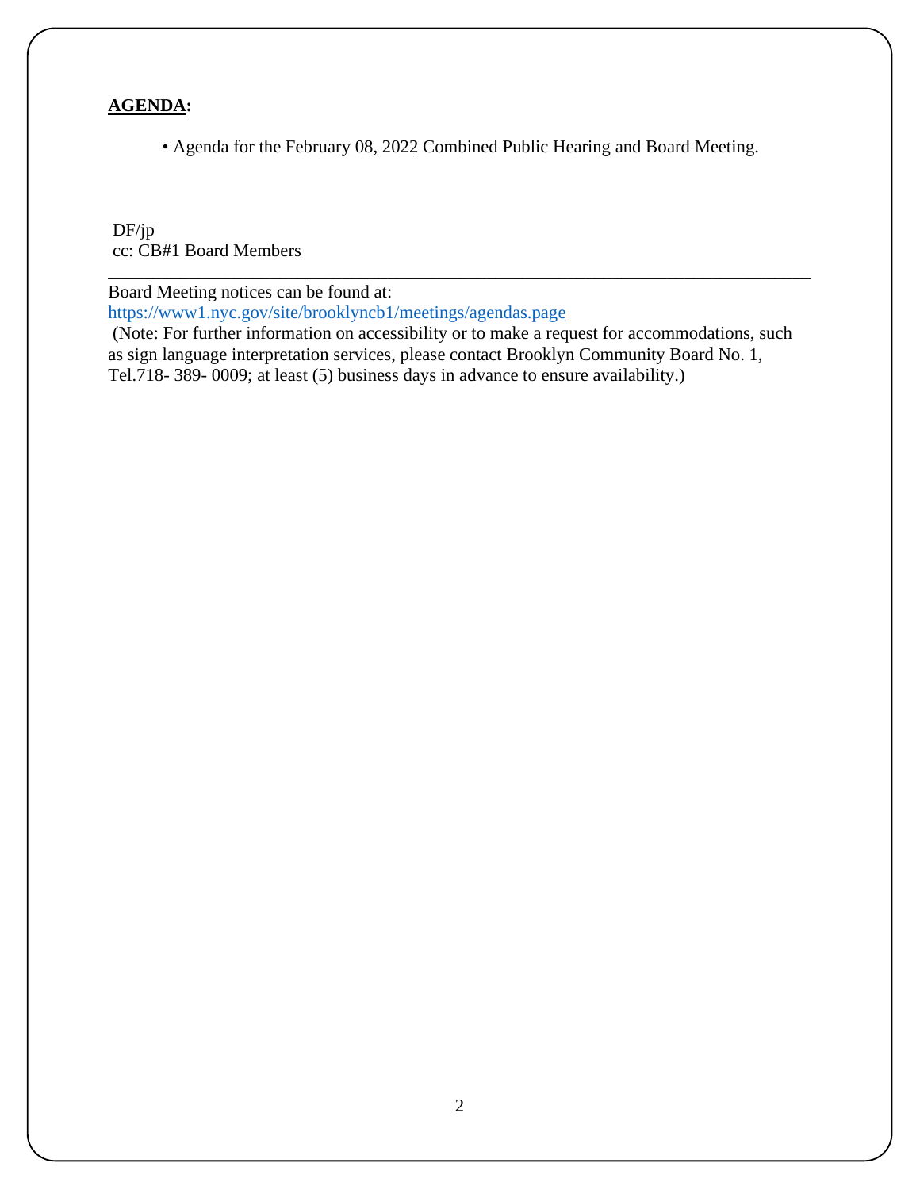**<u>AGENDA</u>:**

• Agenda for the <u>February 08, 2022</u> Combined Public Hearing and Board Meeting.

DF/jp  
cc: CB#1 Board Members

---

Board Meeting notices can be found at:  
https://www1.nyc.gov/site/brooklyncb1/meetings/agendas.page  
(Note: For further information on accessibility or to make a request for accommodations, such as sign language interpretation services, please contact Brooklyn Community Board No. 1, Tel.718- 389- 0009; at least (5) business days in advance to ensure availability.)